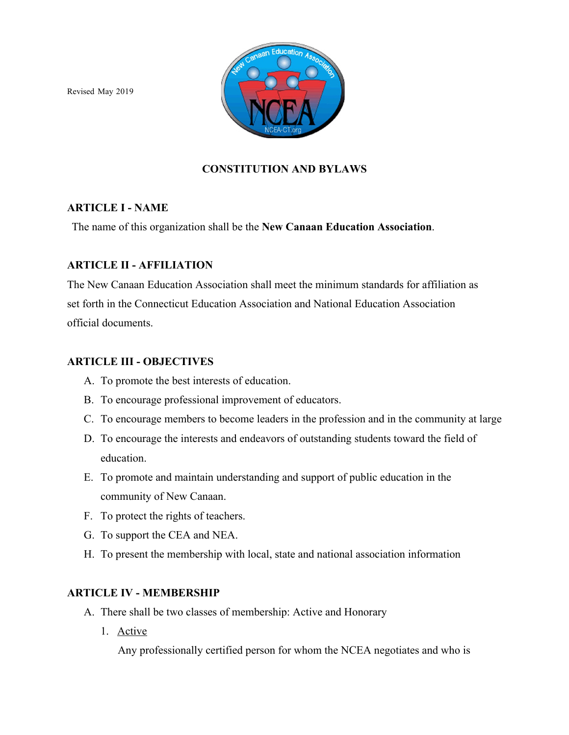Revised May 2019

# CONSTITUTION AND BYLAWS

## ARTICLE I - NAME

The name of this organization shall be the **New Canaan Education Association**.

## ARTICLE II - AFFILIATION

The New Canaan Education Association shall meet the minimum standards for affiliation as set forth in the Connecticut Education Association and National Education Association official documents.

## ARTICLE III - OBJECTIVES

A. To promote the best interests of education.

B. To encourage professional improvement of educators.

C. To encourage members to become leaders in the profession and in the community at large

D. To encourage the interests and endeavors of outstanding students toward the field of education.

E. To promote and maintain understanding and support of public education in the community of New Canaan.

F. To protect the rights of teachers.

G. To support the CEA and NEA.

H. To present the membership with local, state and national association information

## ARTICLE IV - MEMBERSHIP

A. There shall be two classes of membership: Active and Honorary

1. Active

   Any professionally certified person for whom the NCEA negotiates and who is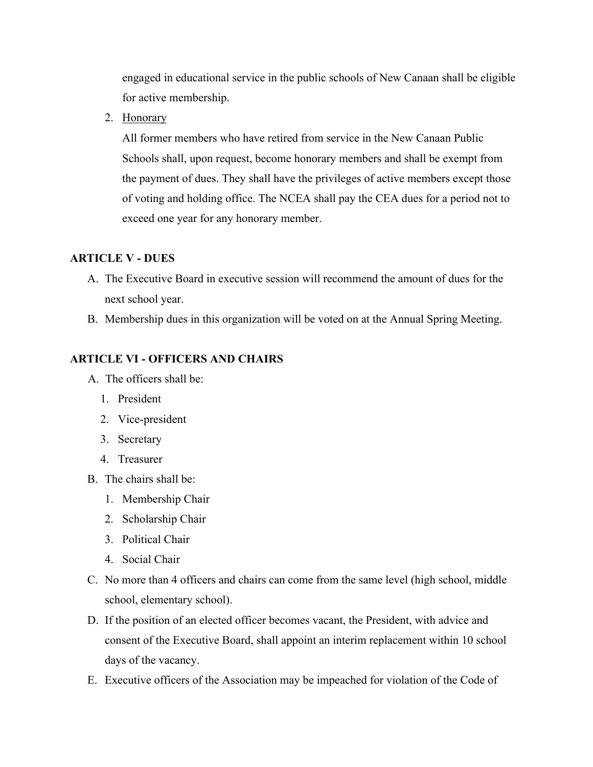engaged in educational service in the public schools of New Canaan shall be eligible for active membership.

2. Honorary

   All former members who have retired from service in the New Canaan Public Schools shall, upon request, become honorary members and shall be exempt from the payment of dues. They shall have the privileges of active members except those of voting and holding office. The NCEA shall pay the CEA dues for a period not to exceed one year for any honorary member.

## ARTICLE V - DUES

A. The Executive Board in executive session will recommend the amount of dues for the next school year.

B. Membership dues in this organization will be voted on at the Annual Spring Meeting.

## ARTICLE VI - OFFICERS AND CHAIRS

A. The officers shall be:
   1. President
   2. Vice-president
   3. Secretary
   4. Treasurer

B. The chairs shall be:
   1. Membership Chair
   2. Scholarship Chair
   3. Political Chair
   4. Social Chair

C. No more than 4 officers and chairs can come from the same level (high school, middle school, elementary school).

D. If the position of an elected officer becomes vacant, the President, with advice and consent of the Executive Board, shall appoint an interim replacement within 10 school days of the vacancy.

E. Executive officers of the Association may be impeached for violation of the Code of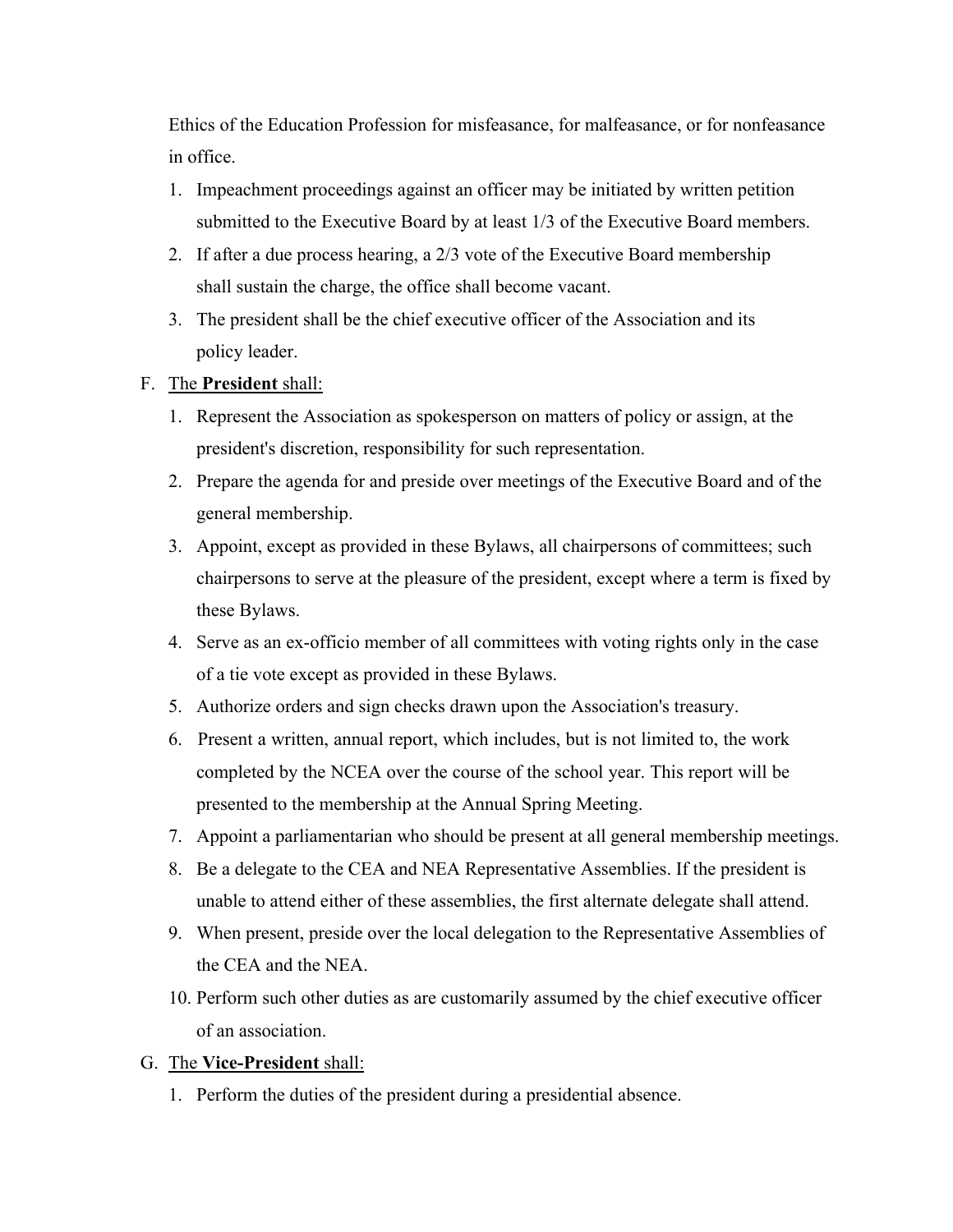Ethics of the Education Profession for misfeasance, for malfeasance, or for nonfeasance in office.

1. Impeachment proceedings against an officer may be initiated by written petition submitted to the Executive Board by at least 1/3 of the Executive Board members.
2. If after a due process hearing, a 2/3 vote of the Executive Board membership shall sustain the charge, the office shall become vacant.
3. The president shall be the chief executive officer of the Association and its policy leader.

F. <u>The **President** shall:</u>

1. Represent the Association as spokesperson on matters of policy or assign, at the president's discretion, responsibility for such representation.
2. Prepare the agenda for and preside over meetings of the Executive Board and of the general membership.
3. Appoint, except as provided in these Bylaws, all chairpersons of committees; such chairpersons to serve at the pleasure of the president, except where a term is fixed by these Bylaws.
4. Serve as an ex-officio member of all committees with voting rights only in the case of a tie vote except as provided in these Bylaws.
5. Authorize orders and sign checks drawn upon the Association's treasury.
6. Present a written, annual report, which includes, but is not limited to, the work completed by the NCEA over the course of the school year. This report will be presented to the membership at the Annual Spring Meeting.
7. Appoint a parliamentarian who should be present at all general membership meetings.
8. Be a delegate to the CEA and NEA Representative Assemblies. If the president is unable to attend either of these assemblies, the first alternate delegate shall attend.
9. When present, preside over the local delegation to the Representative Assemblies of the CEA and the NEA.
10. Perform such other duties as are customarily assumed by the chief executive officer of an association.

G. <u>The **Vice-President** shall:</u>

1. Perform the duties of the president during a presidential absence.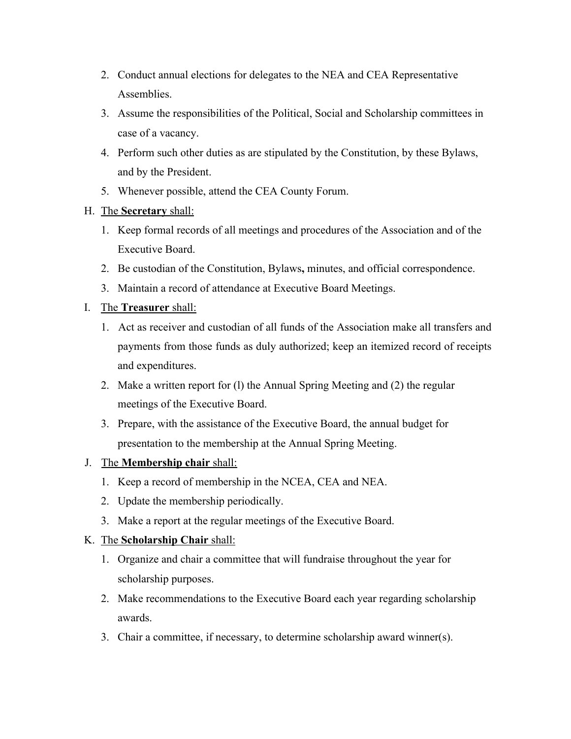2. Conduct annual elections for delegates to the NEA and CEA Representative Assemblies.
3. Assume the responsibilities of the Political, Social and Scholarship committees in case of a vacancy.
4. Perform such other duties as are stipulated by the Constitution, by these Bylaws, and by the President.
5. Whenever possible, attend the CEA County Forum.

H. The **Secretary** shall:

1. Keep formal records of all meetings and procedures of the Association and of the Executive Board.
2. Be custodian of the Constitution, Bylaws**,** minutes, and official correspondence.
3. Maintain a record of attendance at Executive Board Meetings.

I. The **Treasurer** shall:

1. Act as receiver and custodian of all funds of the Association make all transfers and payments from those funds as duly authorized; keep an itemized record of receipts and expenditures.
2. Make a written report for (l) the Annual Spring Meeting and (2) the regular meetings of the Executive Board.
3. Prepare, with the assistance of the Executive Board, the annual budget for presentation to the membership at the Annual Spring Meeting.

J. The **Membership chair** shall:

1. Keep a record of membership in the NCEA, CEA and NEA.
2. Update the membership periodically.
3. Make a report at the regular meetings of the Executive Board.

K. The **Scholarship Chair** shall:

1. Organize and chair a committee that will fundraise throughout the year for scholarship purposes.
2. Make recommendations to the Executive Board each year regarding scholarship awards.
3. Chair a committee, if necessary, to determine scholarship award winner(s).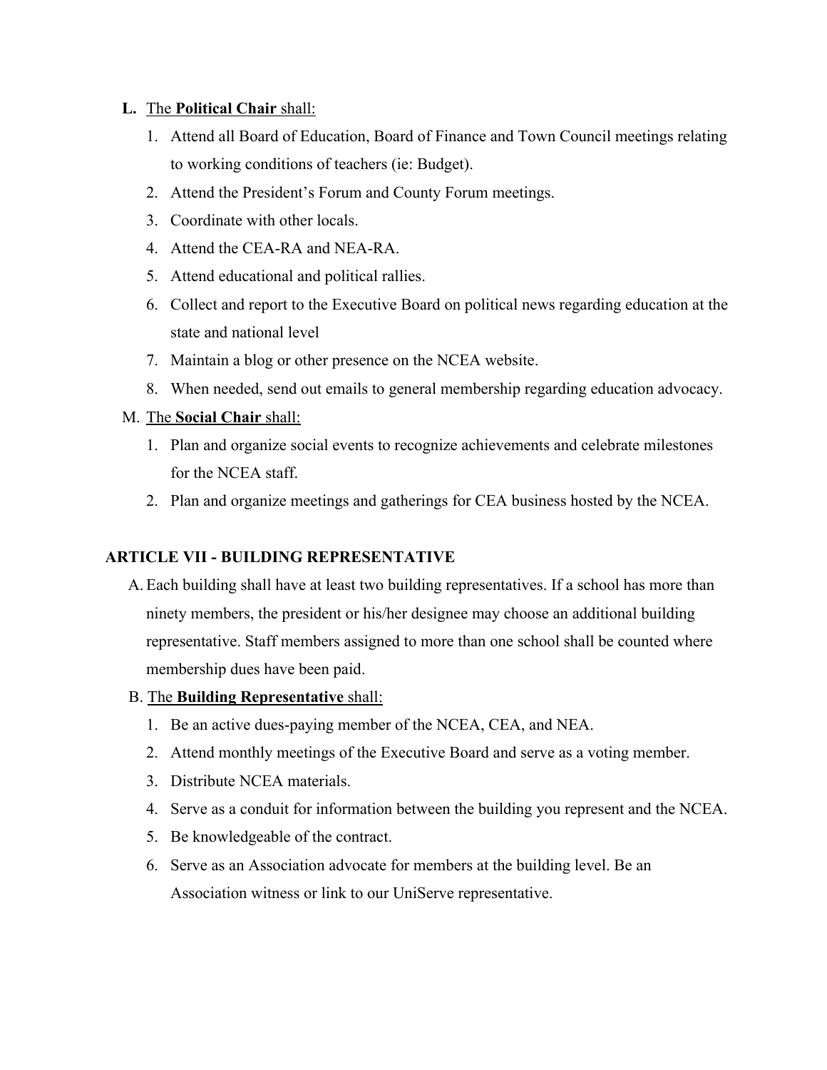**L.** The **Political Chair** shall:

1. Attend all Board of Education, Board of Finance and Town Council meetings relating to working conditions of teachers (ie: Budget).
2. Attend the President's Forum and County Forum meetings.
3. Coordinate with other locals.
4. Attend the CEA-RA and NEA-RA.
5. Attend educational and political rallies.
6. Collect and report to the Executive Board on political news regarding education at the state and national level
7. Maintain a blog or other presence on the NCEA website.
8. When needed, send out emails to general membership regarding education advocacy.

M. The **Social Chair** shall:

1. Plan and organize social events to recognize achievements and celebrate milestones for the NCEA staff.
2. Plan and organize meetings and gatherings for CEA business hosted by the NCEA.

## ARTICLE VII - BUILDING REPRESENTATIVE

A. Each building shall have at least two building representatives. If a school has more than ninety members, the president or his/her designee may choose an additional building representative. Staff members assigned to more than one school shall be counted where membership dues have been paid.

B. The **Building Representative** shall:

1. Be an active dues-paying member of the NCEA, CEA, and NEA.
2. Attend monthly meetings of the Executive Board and serve as a voting member.
3. Distribute NCEA materials.
4. Serve as a conduit for information between the building you represent and the NCEA.
5. Be knowledgeable of the contract.
6. Serve as an Association advocate for members at the building level. Be an Association witness or link to our UniServe representative.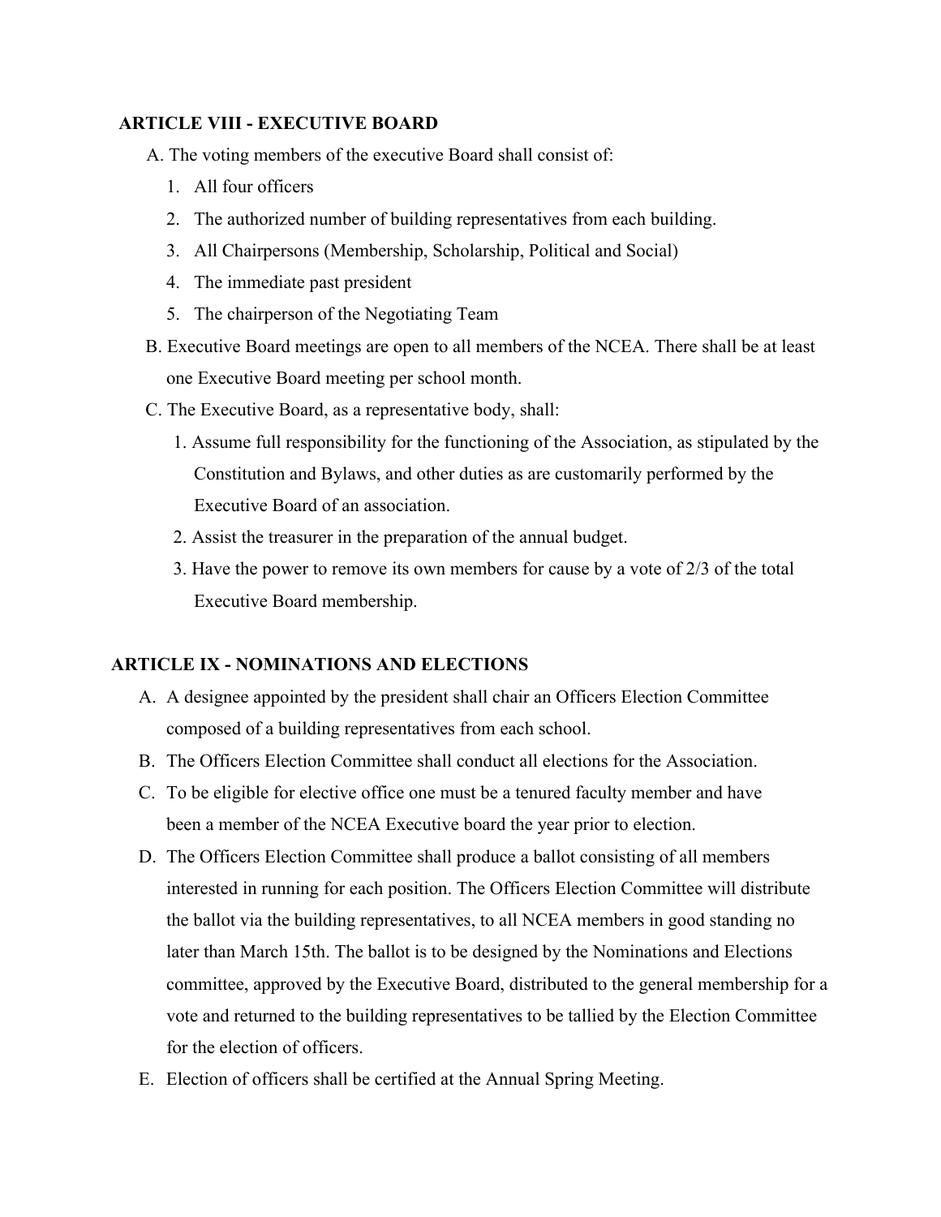**ARTICLE VIII - EXECUTIVE BOARD**

A. The voting members of the executive Board shall consist of:

1. All four officers
2. The authorized number of building representatives from each building.
3. All Chairpersons (Membership, Scholarship, Political and Social)
4. The immediate past president
5. The chairperson of the Negotiating Team

B. Executive Board meetings are open to all members of the NCEA. There shall be at least one Executive Board meeting per school month.

C. The Executive Board, as a representative body, shall:

1. Assume full responsibility for the functioning of the Association, as stipulated by the Constitution and Bylaws, and other duties as are customarily performed by the Executive Board of an association.
2. Assist the treasurer in the preparation of the annual budget.
3. Have the power to remove its own members for cause by a vote of 2/3 of the total Executive Board membership.

**ARTICLE IX - NOMINATIONS AND ELECTIONS**

A. A designee appointed by the president shall chair an Officers Election Committee composed of a building representatives from each school.

B. The Officers Election Committee shall conduct all elections for the Association.

C. To be eligible for elective office one must be a tenured faculty member and have been a member of the NCEA Executive board the year prior to election.

D. The Officers Election Committee shall produce a ballot consisting of all members interested in running for each position. The Officers Election Committee will distribute the ballot via the building representatives, to all NCEA members in good standing no later than March 15th. The ballot is to be designed by the Nominations and Elections committee, approved by the Executive Board, distributed to the general membership for a vote and returned to the building representatives to be tallied by the Election Committee for the election of officers.

E. Election of officers shall be certified at the Annual Spring Meeting.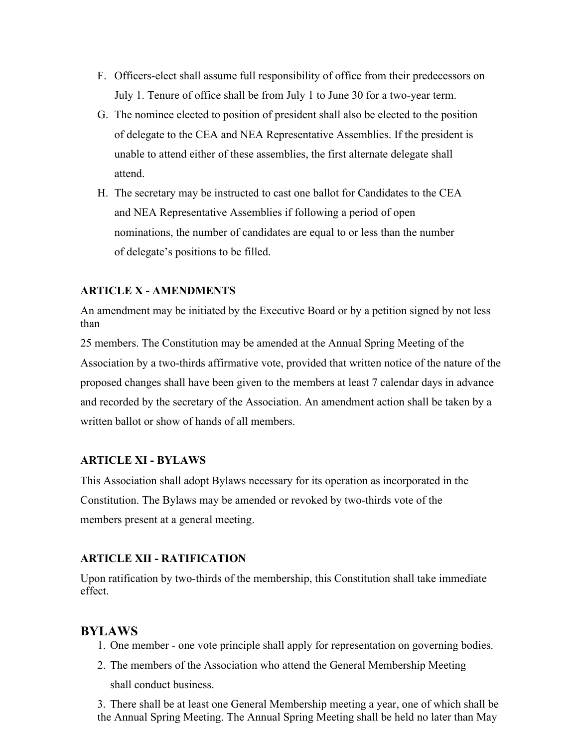F. Officers-elect shall assume full responsibility of office from their predecessors on July 1. Tenure of office shall be from July 1 to June 30 for a two-year term.

G. The nominee elected to position of president shall also be elected to the position of delegate to the CEA and NEA Representative Assemblies. If the president is unable to attend either of these assemblies, the first alternate delegate shall attend.

H. The secretary may be instructed to cast one ballot for Candidates to the CEA and NEA Representative Assemblies if following a period of open nominations, the number of candidates are equal to or less than the number of delegate's positions to be filled.

**ARTICLE X - AMENDMENTS**

An amendment may be initiated by the Executive Board or by a petition signed by not less than
25 members. The Constitution may be amended at the Annual Spring Meeting of the Association by a two-thirds affirmative vote, provided that written notice of the nature of the proposed changes shall have been given to the members at least 7 calendar days in advance and recorded by the secretary of the Association. An amendment action shall be taken by a written ballot or show of hands of all members.

**ARTICLE XI - BYLAWS**

This Association shall adopt Bylaws necessary for its operation as incorporated in the Constitution. The Bylaws may be amended or revoked by two-thirds vote of the members present at a general meeting.

**ARTICLE XII - RATIFICATION**

Upon ratification by two-thirds of the membership, this Constitution shall take immediate effect.

## BYLAWS

1. One member - one vote principle shall apply for representation on governing bodies.
2. The members of the Association who attend the General Membership Meeting shall conduct business.
3. There shall be at least one General Membership meeting a year, one of which shall be the Annual Spring Meeting. The Annual Spring Meeting shall be held no later than May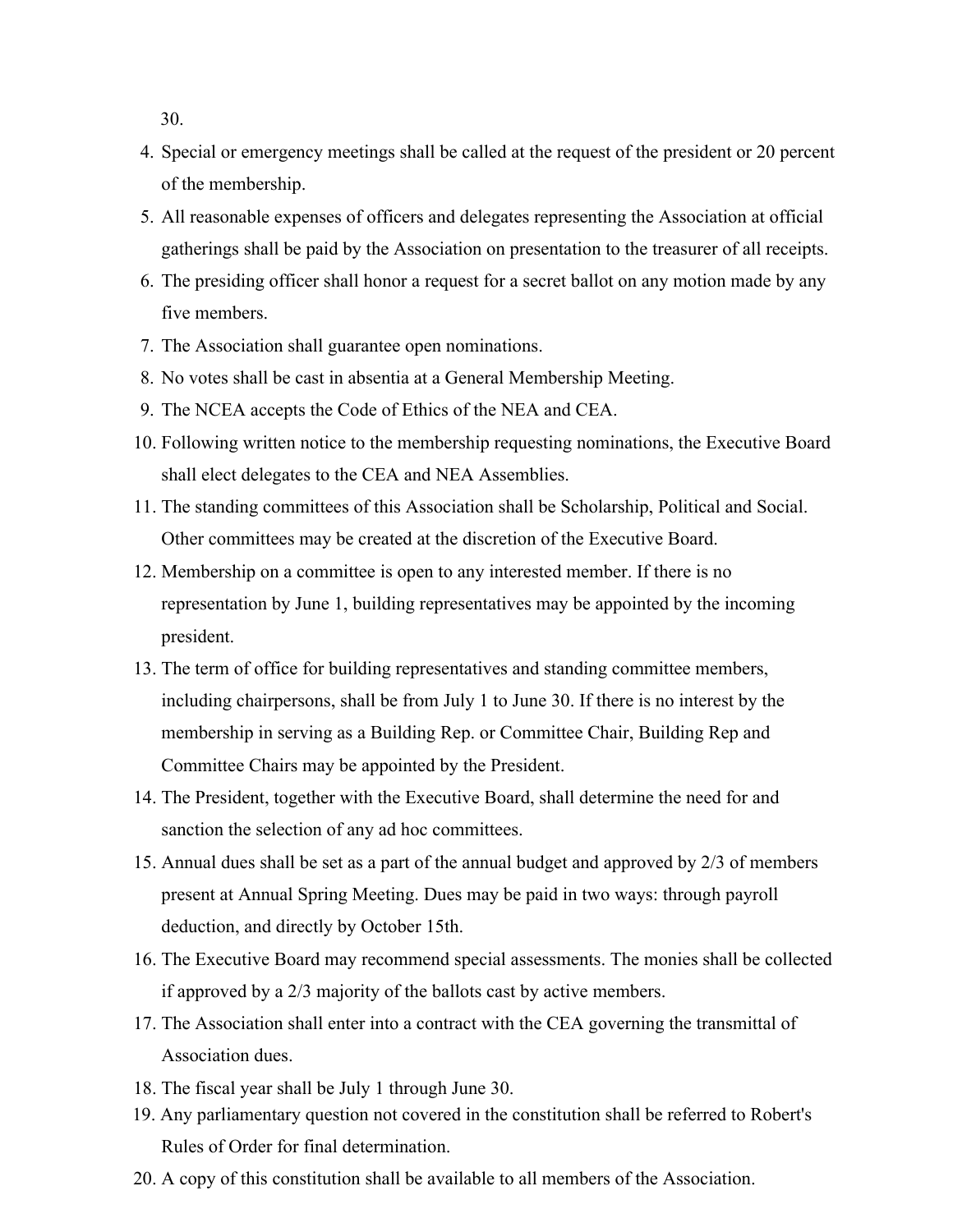30.

4. Special or emergency meetings shall be called at the request of the president or 20 percent of the membership.
5. All reasonable expenses of officers and delegates representing the Association at official gatherings shall be paid by the Association on presentation to the treasurer of all receipts.
6. The presiding officer shall honor a request for a secret ballot on any motion made by any five members.
7. The Association shall guarantee open nominations.
8. No votes shall be cast in absentia at a General Membership Meeting.
9. The NCEA accepts the Code of Ethics of the NEA and CEA.
10. Following written notice to the membership requesting nominations, the Executive Board shall elect delegates to the CEA and NEA Assemblies.
11. The standing committees of this Association shall be Scholarship, Political and Social. Other committees may be created at the discretion of the Executive Board.
12. Membership on a committee is open to any interested member. If there is no representation by June 1, building representatives may be appointed by the incoming president.
13. The term of office for building representatives and standing committee members, including chairpersons, shall be from July 1 to June 30. If there is no interest by the membership in serving as a Building Rep. or Committee Chair, Building Rep and Committee Chairs may be appointed by the President.
14. The President, together with the Executive Board, shall determine the need for and sanction the selection of any ad hoc committees.
15. Annual dues shall be set as a part of the annual budget and approved by 2/3 of members present at Annual Spring Meeting. Dues may be paid in two ways: through payroll deduction, and directly by October 15th.
16. The Executive Board may recommend special assessments. The monies shall be collected if approved by a 2/3 majority of the ballots cast by active members.
17. The Association shall enter into a contract with the CEA governing the transmittal of Association dues.
18. The fiscal year shall be July 1 through June 30.
19. Any parliamentary question not covered in the constitution shall be referred to Robert's Rules of Order for final determination.
20. A copy of this constitution shall be available to all members of the Association.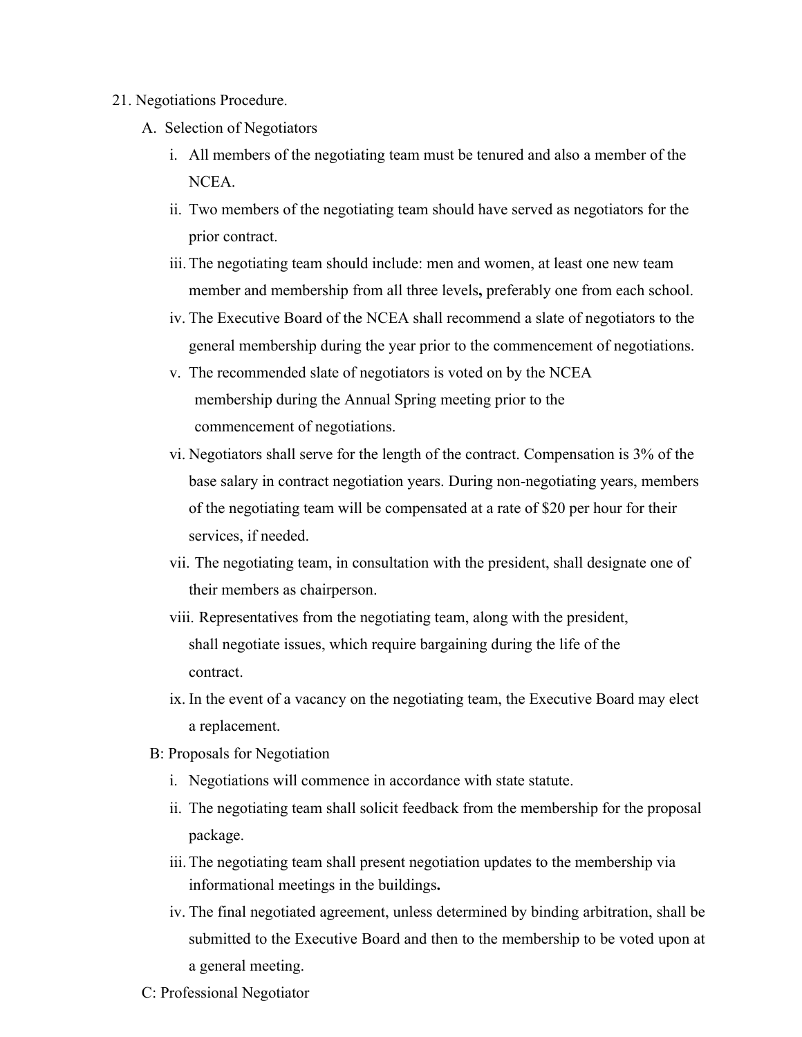21. Negotiations Procedure.

   A. Selection of Negotiators

      i. All members of the negotiating team must be tenured and also a member of the NCEA.

      ii. Two members of the negotiating team should have served as negotiators for the prior contract.

      iii. The negotiating team should include: men and women, at least one new team member and membership from all three levels**,** preferably one from each school.

      iv. The Executive Board of the NCEA shall recommend a slate of negotiators to the general membership during the year prior to the commencement of negotiations.

      v. The recommended slate of negotiators is voted on by the NCEA membership during the Annual Spring meeting prior to the commencement of negotiations.

      vi. Negotiators shall serve for the length of the contract. Compensation is 3% of the base salary in contract negotiation years. During non-negotiating years, members of the negotiating team will be compensated at a rate of $20 per hour for their services, if needed.

      vii. The negotiating team, in consultation with the president, shall designate one of their members as chairperson.

      viii. Representatives from the negotiating team, along with the president, shall negotiate issues, which require bargaining during the life of the contract.

      ix. In the event of a vacancy on the negotiating team, the Executive Board may elect a replacement.

   B: Proposals for Negotiation

      i. Negotiations will commence in accordance with state statute.

      ii. The negotiating team shall solicit feedback from the membership for the proposal package.

      iii. The negotiating team shall present negotiation updates to the membership via informational meetings in the buildings**.**

      iv. The final negotiated agreement, unless determined by binding arbitration, shall be submitted to the Executive Board and then to the membership to be voted upon at a general meeting.

   C: Professional Negotiator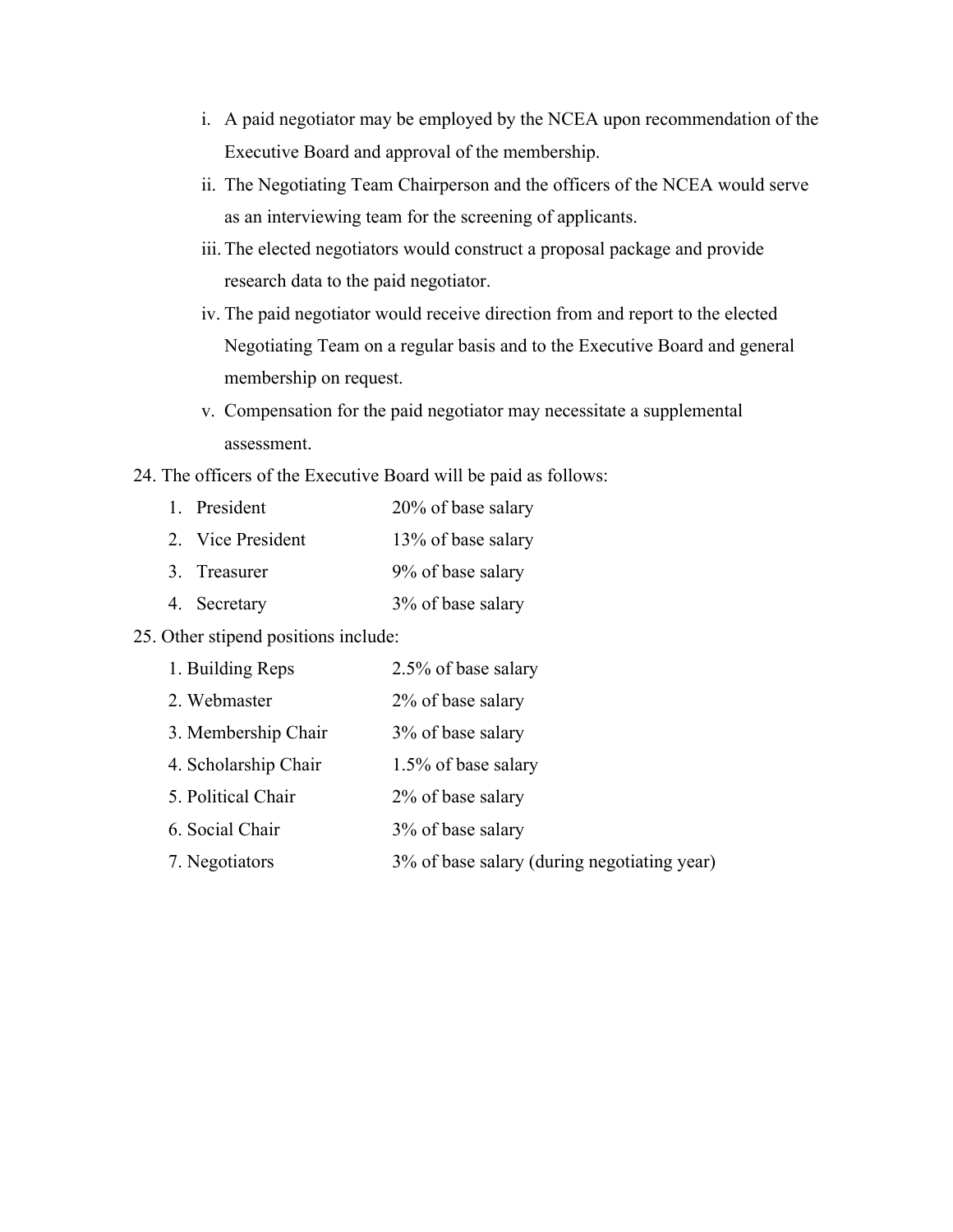i. A paid negotiator may be employed by the NCEA upon recommendation of the Executive Board and approval of the membership.

ii. The Negotiating Team Chairperson and the officers of the NCEA would serve as an interviewing team for the screening of applicants.

iii. The elected negotiators would construct a proposal package and provide research data to the paid negotiator.

iv. The paid negotiator would receive direction from and report to the elected Negotiating Team on a regular basis and to the Executive Board and general membership on request.

v. Compensation for the paid negotiator may necessitate a supplemental assessment.

24. The officers of the Executive Board will be paid as follows:

| | |
|---|---|
| 1. President | 20% of base salary |
| 2. Vice President | 13% of base salary |
| 3. Treasurer | 9% of base salary |
| 4. Secretary | 3% of base salary |

25. Other stipend positions include:

| | |
|---|---|
| 1. Building Reps | 2.5% of base salary |
| 2. Webmaster | 2% of base salary |
| 3. Membership Chair | 3% of base salary |
| 4. Scholarship Chair | 1.5% of base salary |
| 5. Political Chair | 2% of base salary |
| 6. Social Chair | 3% of base salary |
| 7. Negotiators | 3% of base salary (during negotiating year) |